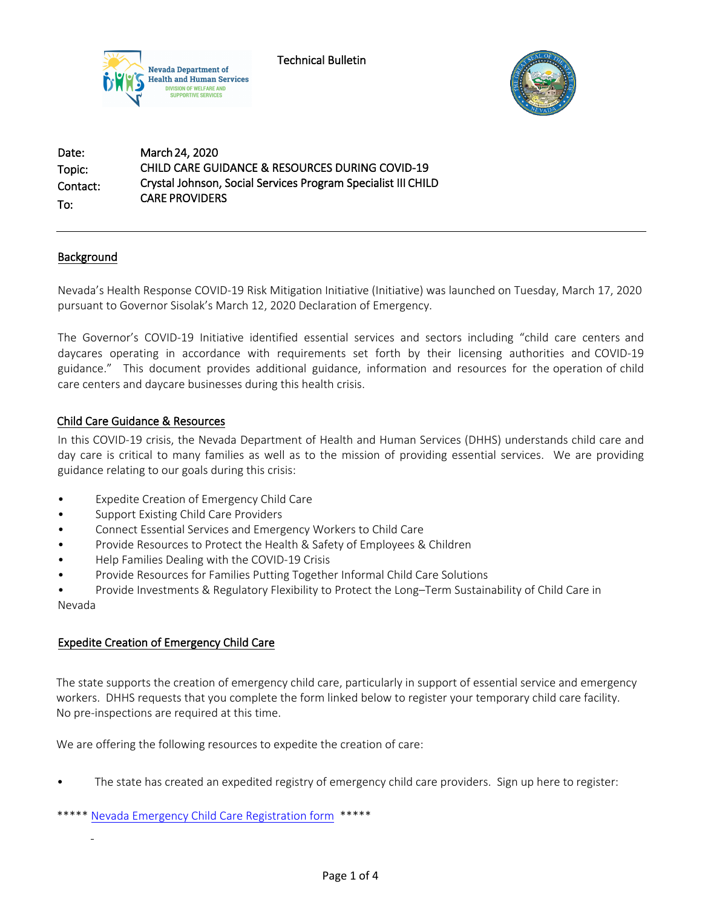Technical Bulletin

Date: March 24, 2020

Topic: CHILD CARE GUIDANCE & RESOURCES DURING COVID-19

Contact: Crystal Johnson, Social Services Program Specialist III

To: CHILD CARE PROVIDERS

---

## Background

Nevada's Health Response COVID-19 Risk Mitigation Initiative (Initiative) was launched on Tuesday, March 17, 2020 pursuant to Governor Sisolak's March 12, 2020 Declaration of Emergency.

The Governor's COVID-19 Initiative identified essential services and sectors including "child care centers and daycares operating in accordance with requirements set forth by their licensing authorities and COVID-19 guidance." This document provides additional guidance, information and resources for the operation of child care centers and daycare businesses during this health crisis.

## Child Care Guidance & Resources

In this COVID-19 crisis, the Nevada Department of Health and Human Services (DHHS) understands child care and day care is critical to many families as well as to the mission of providing essential services. We are providing guidance relating to our goals during this crisis:

- Expedite Creation of Emergency Child Care
- Support Existing Child Care Providers
- Connect Essential Services and Emergency Workers to Child Care
- Provide Resources to Protect the Health & Safety of Employees & Children
- Help Families Dealing with the COVID-19 Crisis
- Provide Resources for Families Putting Together Informal Child Care Solutions
- Provide Investments & Regulatory Flexibility to Protect the Long–Term Sustainability of Child Care in Nevada

## Expedite Creation of Emergency Child Care

The state supports the creation of emergency child care, particularly in support of essential service and emergency workers. DHHS requests that you complete the form linked below to register your temporary child care facility. No pre-inspections are required at this time.

We are offering the following resources to expedite the creation of care:

- The state has created an expedited registry of emergency child care providers. Sign up here to register:

***** Nevada Emergency Child Care Registration form *****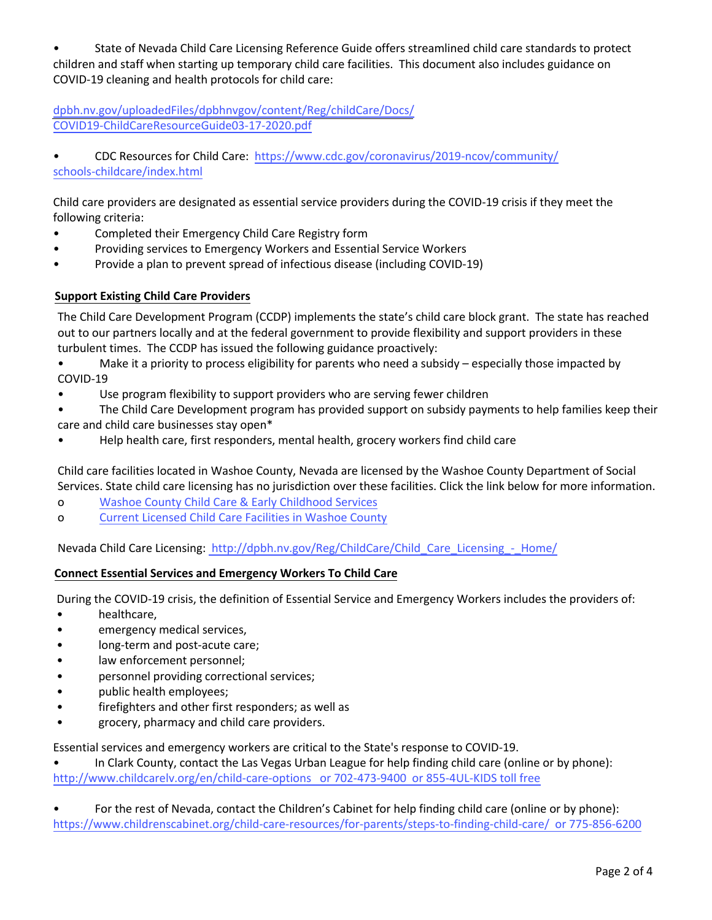- State of Nevada Child Care Licensing Reference Guide offers streamlined child care standards to protect children and staff when starting up temporary child care facilities. This document also includes guidance on COVID-19 cleaning and health protocols for child care:

dpbh.nv.gov/uploadedFiles/dpbhnvgov/content/Reg/childCare/Docs/COVID19-ChildCareResourceGuide03-17-2020.pdf

- CDC Resources for Child Care: https://www.cdc.gov/coronavirus/2019-ncov/community/schools-childcare/index.html

Child care providers are designated as essential service providers during the COVID-19 crisis if they meet the following criteria:

- Completed their Emergency Child Care Registry form
- Providing services to Emergency Workers and Essential Service Workers
- Provide a plan to prevent spread of infectious disease (including COVID-19)

**Support Existing Child Care Providers**

The Child Care Development Program (CCDP) implements the state's child care block grant. The state has reached out to our partners locally and at the federal government to provide flexibility and support providers in these turbulent times. The CCDP has issued the following guidance proactively:

- Make it a priority to process eligibility for parents who need a subsidy – especially those impacted by COVID-19
- Use program flexibility to support providers who are serving fewer children
- The Child Care Development program has provided support on subsidy payments to help families keep their care and child care businesses stay open*
- Help health care, first responders, mental health, grocery workers find child care

Child care facilities located in Washoe County, Nevada are licensed by the Washoe County Department of Social Services. State child care licensing has no jurisdiction over these facilities. Click the link below for more information.

- o Washoe County Child Care & Early Childhood Services
- o Current Licensed Child Care Facilities in Washoe County

Nevada Child Care Licensing: http://dpbh.nv.gov/Reg/ChildCare/Child_Care_Licensing_-_Home/

**Connect Essential Services and Emergency Workers To Child Care**

During the COVID-19 crisis, the definition of Essential Service and Emergency Workers includes the providers of:

- healthcare,
- emergency medical services,
- long-term and post-acute care;
- law enforcement personnel;
- personnel providing correctional services;
- public health employees;
- firefighters and other first responders; as well as
- grocery, pharmacy and child care providers.

Essential services and emergency workers are critical to the State's response to COVID-19.

- In Clark County, contact the Las Vegas Urban League for help finding child care (online or by phone): http://www.childcarelv.org/en/child-care-options or 702-473-9400 or 855-4UL-KIDS toll free

- For the rest of Nevada, contact the Children's Cabinet for help finding child care (online or by phone): https://www.childrenscabinet.org/child-care-resources/for-parents/steps-to-finding-child-care/ or 775-856-6200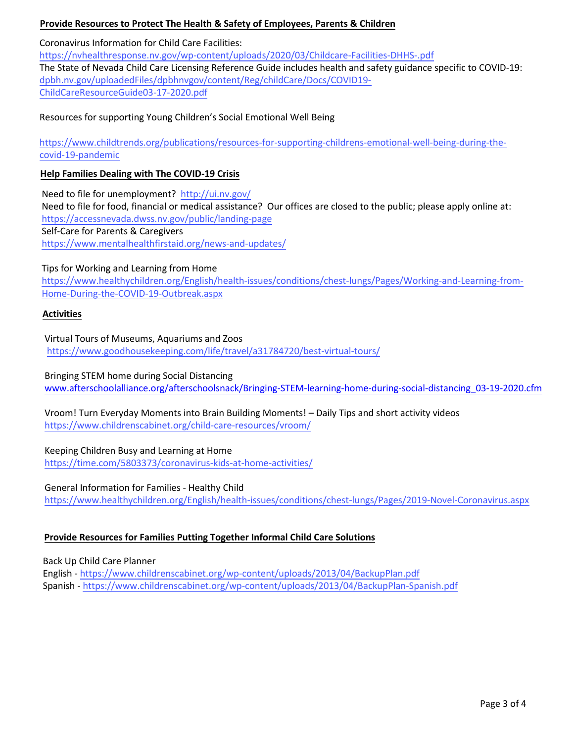**Provide Resources to Protect The Health & Safety of Employees, Parents & Children**

Coronavirus Information for Child Care Facilities:
https://nvhealthresponse.nv.gov/wp-content/uploads/2020/03/Childcare-Facilities-DHHS-.pdf
The State of Nevada Child Care Licensing Reference Guide includes health and safety guidance specific to COVID-19:
dpbh.nv.gov/uploadedFiles/dpbhnvgov/content/Reg/childCare/Docs/COVID19-ChildCareResourceGuide03-17-2020.pdf

Resources for supporting Young Children's Social Emotional Well Being

https://www.childtrends.org/publications/resources-for-supporting-childrens-emotional-well-being-during-the-covid-19-pandemic

**Help Families Dealing with The COVID-19 Crisis**

Need to file for unemployment? http://ui.nv.gov/
Need to file for food, financial or medical assistance? Our offices are closed to the public; please apply online at:
https://accessnevada.dwss.nv.gov/public/landing-page
Self-Care for Parents & Caregivers
https://www.mentalhealthfirstaid.org/news-and-updates/

Tips for Working and Learning from Home
https://www.healthychildren.org/English/health-issues/conditions/chest-lungs/Pages/Working-and-Learning-from-Home-During-the-COVID-19-Outbreak.aspx

**Activities**

Virtual Tours of Museums, Aquariums and Zoos
https://www.goodhousekeeping.com/life/travel/a31784720/best-virtual-tours/

Bringing STEM home during Social Distancing
www.afterschoolalliance.org/afterschoolsnack/Bringing-STEM-learning-home-during-social-distancing_03-19-2020.cfm

Vroom! Turn Everyday Moments into Brain Building Moments! – Daily Tips and short activity videos
https://www.childrenscabinet.org/child-care-resources/vroom/

Keeping Children Busy and Learning at Home
https://time.com/5803373/coronavirus-kids-at-home-activities/

General Information for Families - Healthy Child
https://www.healthychildren.org/English/health-issues/conditions/chest-lungs/Pages/2019-Novel-Coronavirus.aspx

**Provide Resources for Families Putting Together Informal Child Care Solutions**

Back Up Child Care Planner
English - https://www.childrenscabinet.org/wp-content/uploads/2013/04/BackupPlan.pdf
Spanish - https://www.childrenscabinet.org/wp-content/uploads/2013/04/BackupPlan-Spanish.pdf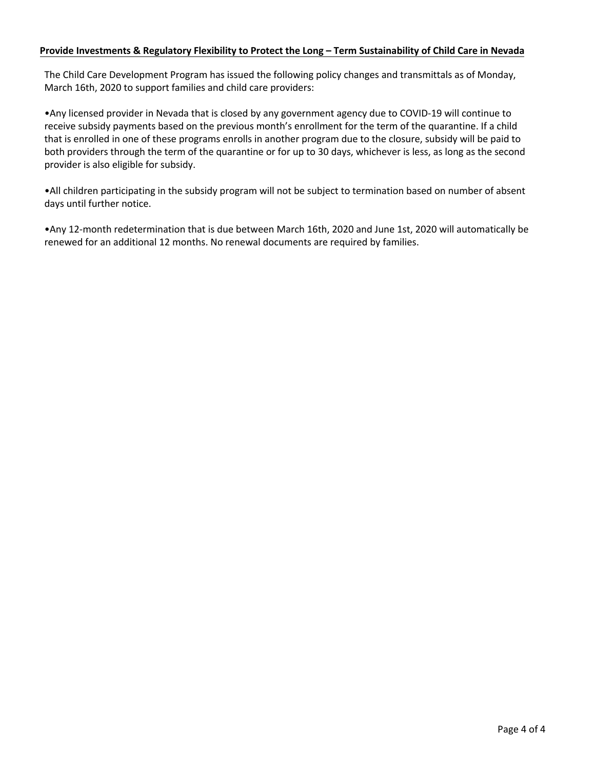**Provide Investments & Regulatory Flexibility to Protect the Long – Term Sustainability of Child Care in Nevada**

The Child Care Development Program has issued the following policy changes and transmittals as of Monday, March 16th, 2020 to support families and child care providers:

- Any licensed provider in Nevada that is closed by any government agency due to COVID-19 will continue to receive subsidy payments based on the previous month's enrollment for the term of the quarantine. If a child that is enrolled in one of these programs enrolls in another program due to the closure, subsidy will be paid to both providers through the term of the quarantine or for up to 30 days, whichever is less, as long as the second provider is also eligible for subsidy.

- All children participating in the subsidy program will not be subject to termination based on number of absent days until further notice.

- Any 12-month redetermination that is due between March 16th, 2020 and June 1st, 2020 will automatically be renewed for an additional 12 months. No renewal documents are required by families.